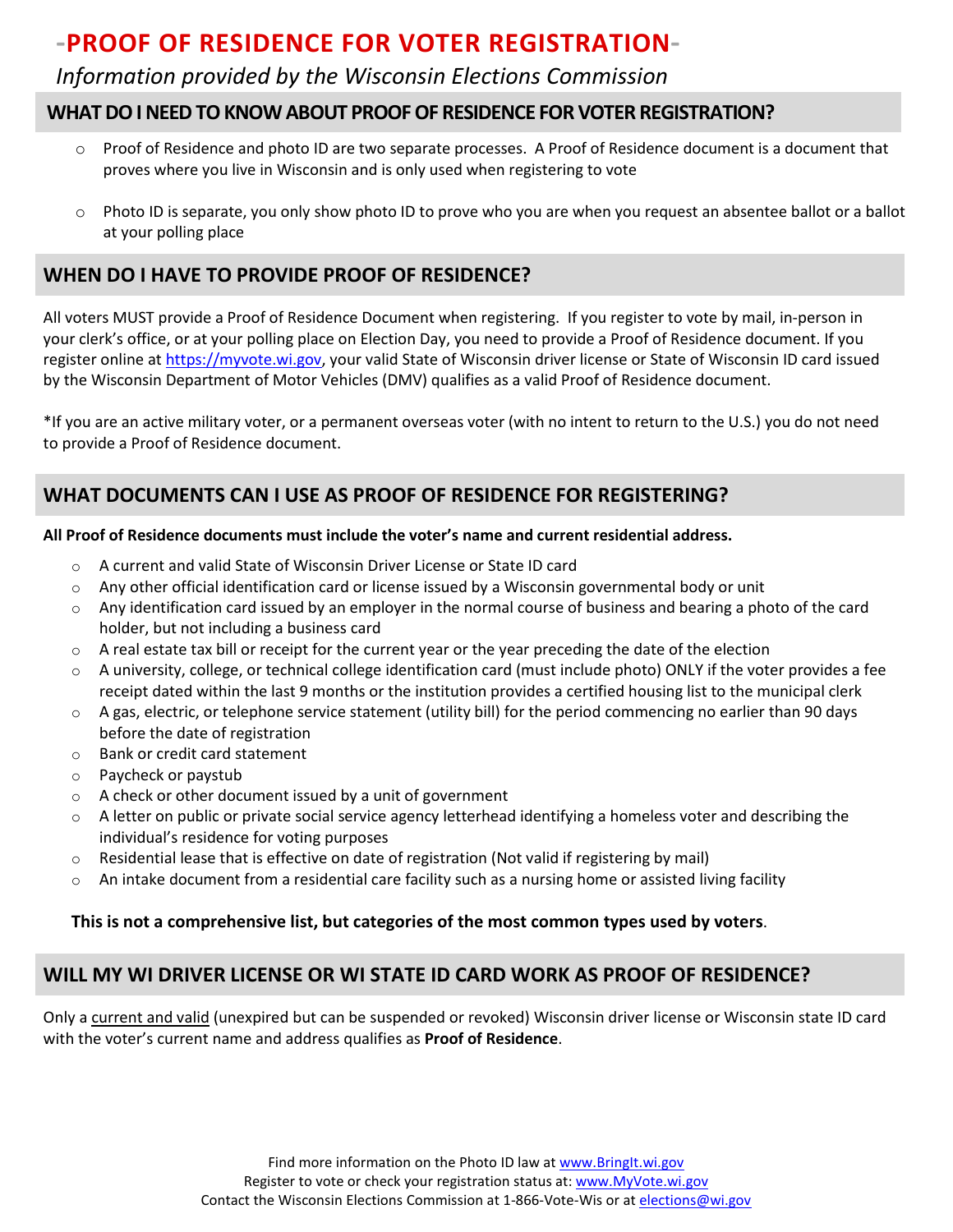# -PROOF OF RESIDENCE FOR VOTER REGISTRATION-

*Information provided by the Wisconsin Elections Commission*

## WHAT DO I NEED TO KNOW ABOUT PROOF OF RESIDENCE FOR VOTER REGISTRATION?

- Proof of Residence and photo ID are two separate processes. A Proof of Residence document is a document that proves where you live in Wisconsin and is only used when registering to vote
- Photo ID is separate, you only show photo ID to prove who you are when you request an absentee ballot or a ballot at your polling place

## WHEN DO I HAVE TO PROVIDE PROOF OF RESIDENCE?

All voters MUST provide a Proof of Residence Document when registering. If you register to vote by mail, in-person in your clerk's office, or at your polling place on Election Day, you need to provide a Proof of Residence document. If you register online at https://myvote.wi.gov, your valid State of Wisconsin driver license or State of Wisconsin ID card issued by the Wisconsin Department of Motor Vehicles (DMV) qualifies as a valid Proof of Residence document.

*If you are an active military voter, or a permanent overseas voter (with no intent to return to the U.S.) you do not need to provide a Proof of Residence document.

## WHAT DOCUMENTS CAN I USE AS PROOF OF RESIDENCE FOR REGISTERING?

**All Proof of Residence documents must include the voter's name and current residential address.**

- A current and valid State of Wisconsin Driver License or State ID card
- Any other official identification card or license issued by a Wisconsin governmental body or unit
- Any identification card issued by an employer in the normal course of business and bearing a photo of the card holder, but not including a business card
- A real estate tax bill or receipt for the current year or the year preceding the date of the election
- A university, college, or technical college identification card (must include photo) ONLY if the voter provides a fee receipt dated within the last 9 months or the institution provides a certified housing list to the municipal clerk
- A gas, electric, or telephone service statement (utility bill) for the period commencing no earlier than 90 days before the date of registration
- Bank or credit card statement
- Paycheck or paystub
- A check or other document issued by a unit of government
- A letter on public or private social service agency letterhead identifying a homeless voter and describing the individual's residence for voting purposes
- Residential lease that is effective on date of registration (Not valid if registering by mail)
- An intake document from a residential care facility such as a nursing home or assisted living facility

**This is not a comprehensive list, but categories of the most common types used by voters**.

## WILL MY WI DRIVER LICENSE OR WI STATE ID CARD WORK AS PROOF OF RESIDENCE?

Only a current and valid (unexpired but can be suspended or revoked) Wisconsin driver license or Wisconsin state ID card with the voter's current name and address qualifies as **Proof of Residence**.

Find more information on the Photo ID law at www.BringIt.wi.gov
Register to vote or check your registration status at: www.MyVote.wi.gov
Contact the Wisconsin Elections Commission at 1-866-Vote-Wis or at elections@wi.gov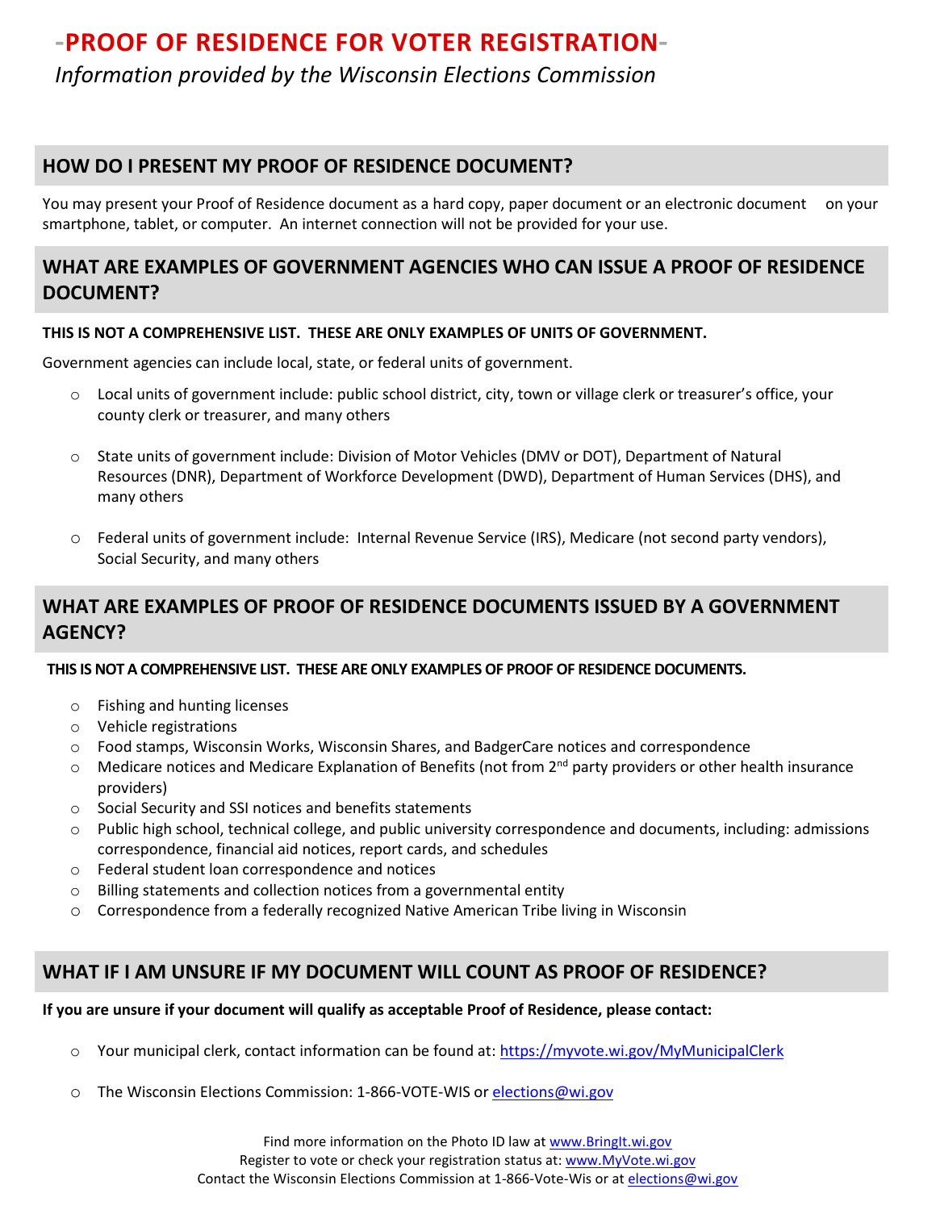# -PROOF OF RESIDENCE FOR VOTER REGISTRATION-

*Information provided by the Wisconsin Elections Commission*

## HOW DO I PRESENT MY PROOF OF RESIDENCE DOCUMENT?

You may present your Proof of Residence document as a hard copy, paper document or an electronic document on your smartphone, tablet, or computer. An internet connection will not be provided for your use.

## WHAT ARE EXAMPLES OF GOVERNMENT AGENCIES WHO CAN ISSUE A PROOF OF RESIDENCE DOCUMENT?

**THIS IS NOT A COMPREHENSIVE LIST. THESE ARE ONLY EXAMPLES OF UNITS OF GOVERNMENT.**

Government agencies can include local, state, or federal units of government.

- Local units of government include: public school district, city, town or village clerk or treasurer's office, your county clerk or treasurer, and many others
- State units of government include: Division of Motor Vehicles (DMV or DOT), Department of Natural Resources (DNR), Department of Workforce Development (DWD), Department of Human Services (DHS), and many others
- Federal units of government include: Internal Revenue Service (IRS), Medicare (not second party vendors), Social Security, and many others

## WHAT ARE EXAMPLES OF PROOF OF RESIDENCE DOCUMENTS ISSUED BY A GOVERNMENT AGENCY?

**THIS IS NOT A COMPREHENSIVE LIST. THESE ARE ONLY EXAMPLES OF PROOF OF RESIDENCE DOCUMENTS.**

- Fishing and hunting licenses
- Vehicle registrations
- Food stamps, Wisconsin Works, Wisconsin Shares, and BadgerCare notices and correspondence
- Medicare notices and Medicare Explanation of Benefits (not from 2nd party providers or other health insurance providers)
- Social Security and SSI notices and benefits statements
- Public high school, technical college, and public university correspondence and documents, including: admissions correspondence, financial aid notices, report cards, and schedules
- Federal student loan correspondence and notices
- Billing statements and collection notices from a governmental entity
- Correspondence from a federally recognized Native American Tribe living in Wisconsin

## WHAT IF I AM UNSURE IF MY DOCUMENT WILL COUNT AS PROOF OF RESIDENCE?

**If you are unsure if your document will qualify as acceptable Proof of Residence, please contact:**

- Your municipal clerk, contact information can be found at: https://myvote.wi.gov/MyMunicipalClerk
- The Wisconsin Elections Commission: 1-866-VOTE-WIS or elections@wi.gov

Find more information on the Photo ID law at www.BringIt.wi.gov
Register to vote or check your registration status at: www.MyVote.wi.gov
Contact the Wisconsin Elections Commission at 1-866-Vote-Wis or at elections@wi.gov